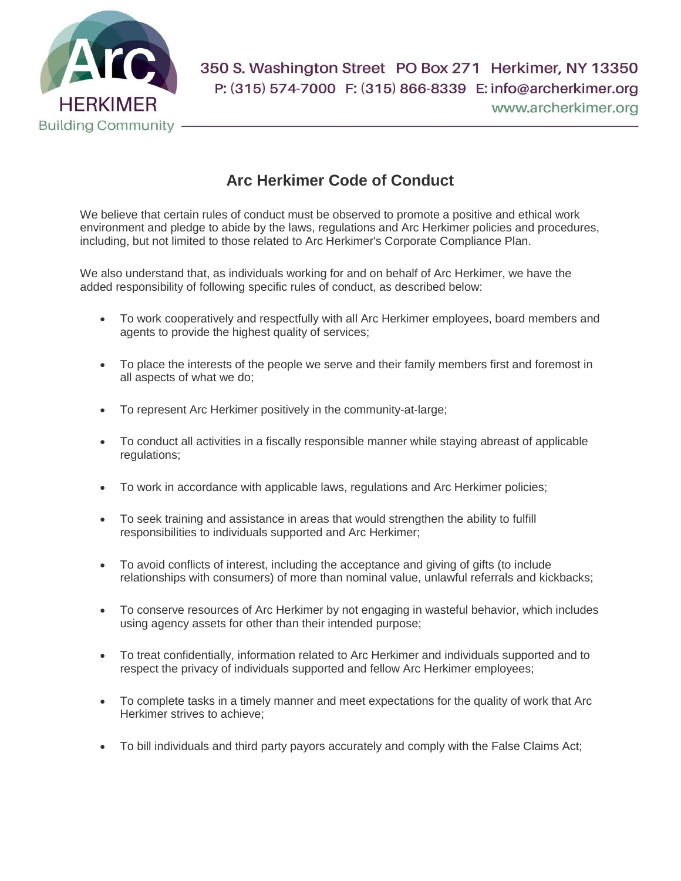Arc HERKIMER
Building Community

350 S. Washington Street PO Box 271 Herkimer, NY 13350
P: (315) 574-7000 F: (315) 866-8339 E: info@archerkimer.org
www.archerkimer.org

# Arc Herkimer Code of Conduct

We believe that certain rules of conduct must be observed to promote a positive and ethical work environment and pledge to abide by the laws, regulations and Arc Herkimer policies and procedures, including, but not limited to those related to Arc Herkimer's Corporate Compliance Plan.

We also understand that, as individuals working for and on behalf of Arc Herkimer, we have the added responsibility of following specific rules of conduct, as described below:

- To work cooperatively and respectfully with all Arc Herkimer employees, board members and agents to provide the highest quality of services;
- To place the interests of the people we serve and their family members first and foremost in all aspects of what we do;
- To represent Arc Herkimer positively in the community-at-large;
- To conduct all activities in a fiscally responsible manner while staying abreast of applicable regulations;
- To work in accordance with applicable laws, regulations and Arc Herkimer policies;
- To seek training and assistance in areas that would strengthen the ability to fulfill responsibilities to individuals supported and Arc Herkimer;
- To avoid conflicts of interest, including the acceptance and giving of gifts (to include relationships with consumers) of more than nominal value, unlawful referrals and kickbacks;
- To conserve resources of Arc Herkimer by not engaging in wasteful behavior, which includes using agency assets for other than their intended purpose;
- To treat confidentially, information related to Arc Herkimer and individuals supported and to respect the privacy of individuals supported and fellow Arc Herkimer employees;
- To complete tasks in a timely manner and meet expectations for the quality of work that Arc Herkimer strives to achieve;
- To bill individuals and third party payors accurately and comply with the False Claims Act;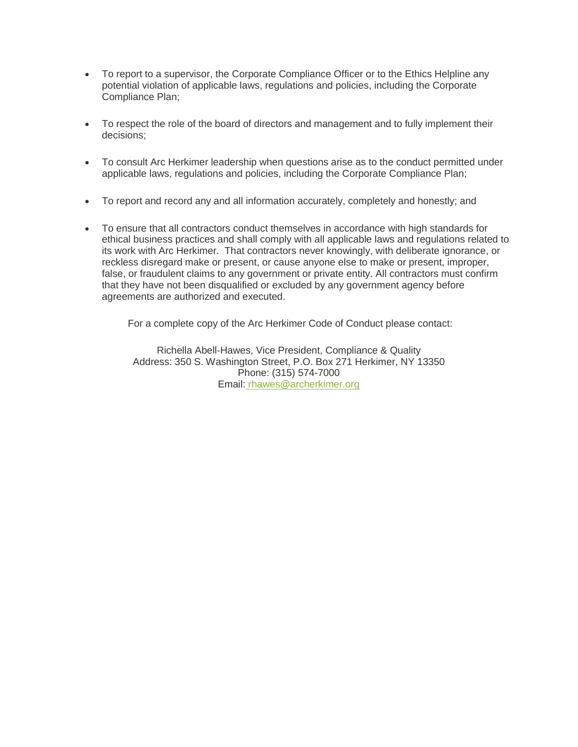- To report to a supervisor, the Corporate Compliance Officer or to the Ethics Helpline any potential violation of applicable laws, regulations and policies, including the Corporate Compliance Plan;

- To respect the role of the board of directors and management and to fully implement their decisions;

- To consult Arc Herkimer leadership when questions arise as to the conduct permitted under applicable laws, regulations and policies, including the Corporate Compliance Plan;

- To report and record any and all information accurately, completely and honestly; and

- To ensure that all contractors conduct themselves in accordance with high standards for ethical business practices and shall comply with all applicable laws and regulations related to its work with Arc Herkimer. That contractors never knowingly, with deliberate ignorance, or reckless disregard make or present, or cause anyone else to make or present, improper, false, or fraudulent claims to any government or private entity. All contractors must confirm that they have not been disqualified or excluded by any government agency before agreements are authorized and executed.

For a complete copy of the Arc Herkimer Code of Conduct please contact:

Richella Abell-Hawes, Vice President, Compliance & Quality
Address: 350 S. Washington Street, P.O. Box 271 Herkimer, NY 13350
Phone: (315) 574-7000
Email: rhawes@archerkimer.org